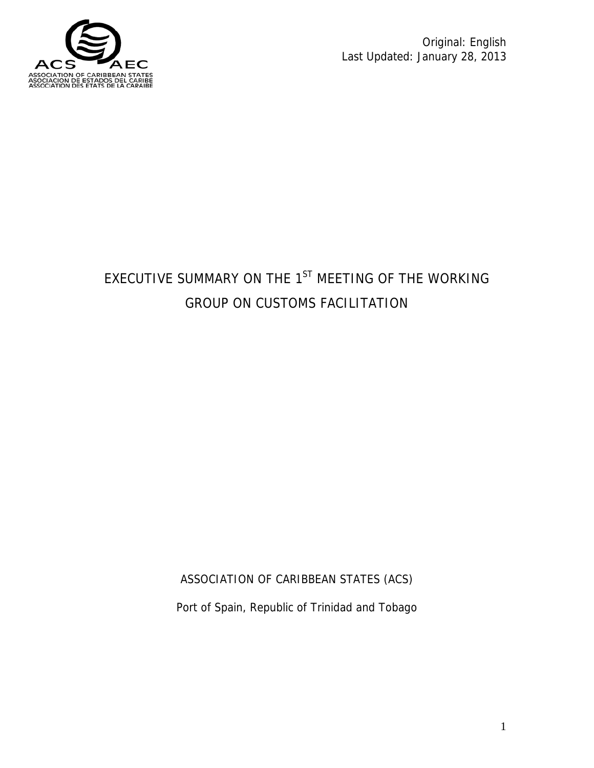Original: English
Last Updated: January 28, 2013

# EXECUTIVE SUMMARY ON THE 1ST MEETING OF THE WORKING GROUP ON CUSTOMS FACILITATION

ASSOCIATION OF CARIBBEAN STATES (ACS)

Port of Spain, Republic of Trinidad and Tobago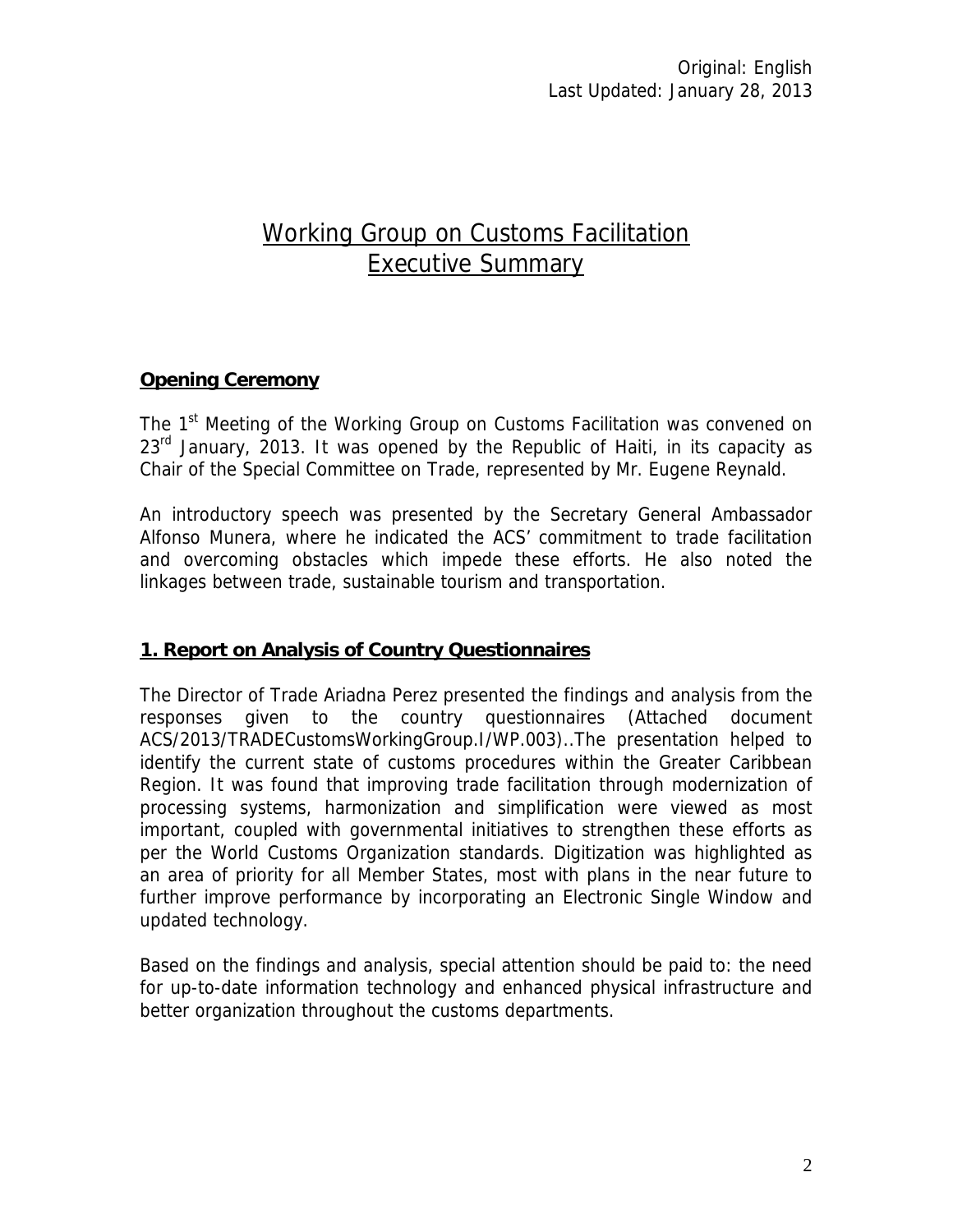Original: English
Last Updated: January 28, 2013

# Working Group on Customs Facilitation
# Executive Summary

## Opening Ceremony

The 1st Meeting of the Working Group on Customs Facilitation was convened on 23rd January, 2013. It was opened by the Republic of Haiti, in its capacity as Chair of the Special Committee on Trade, represented by Mr. Eugene Reynald.

An introductory speech was presented by the Secretary General Ambassador Alfonso Munera, where he indicated the ACS' commitment to trade facilitation and overcoming obstacles which impede these efforts. He also noted the linkages between trade, sustainable tourism and transportation.

## 1. Report on Analysis of Country Questionnaires

The Director of Trade Ariadna Perez presented the findings and analysis from the responses given to the country questionnaires (Attached document ACS/2013/TRADECustomsWorkingGroup.I/WP.003)..The presentation helped to identify the current state of customs procedures within the Greater Caribbean Region. It was found that improving trade facilitation through modernization of processing systems, harmonization and simplification were viewed as most important, coupled with governmental initiatives to strengthen these efforts as per the World Customs Organization standards. Digitization was highlighted as an area of priority for all Member States, most with plans in the near future to further improve performance by incorporating an Electronic Single Window and updated technology.

Based on the findings and analysis, special attention should be paid to: the need for up-to-date information technology and enhanced physical infrastructure and better organization throughout the customs departments.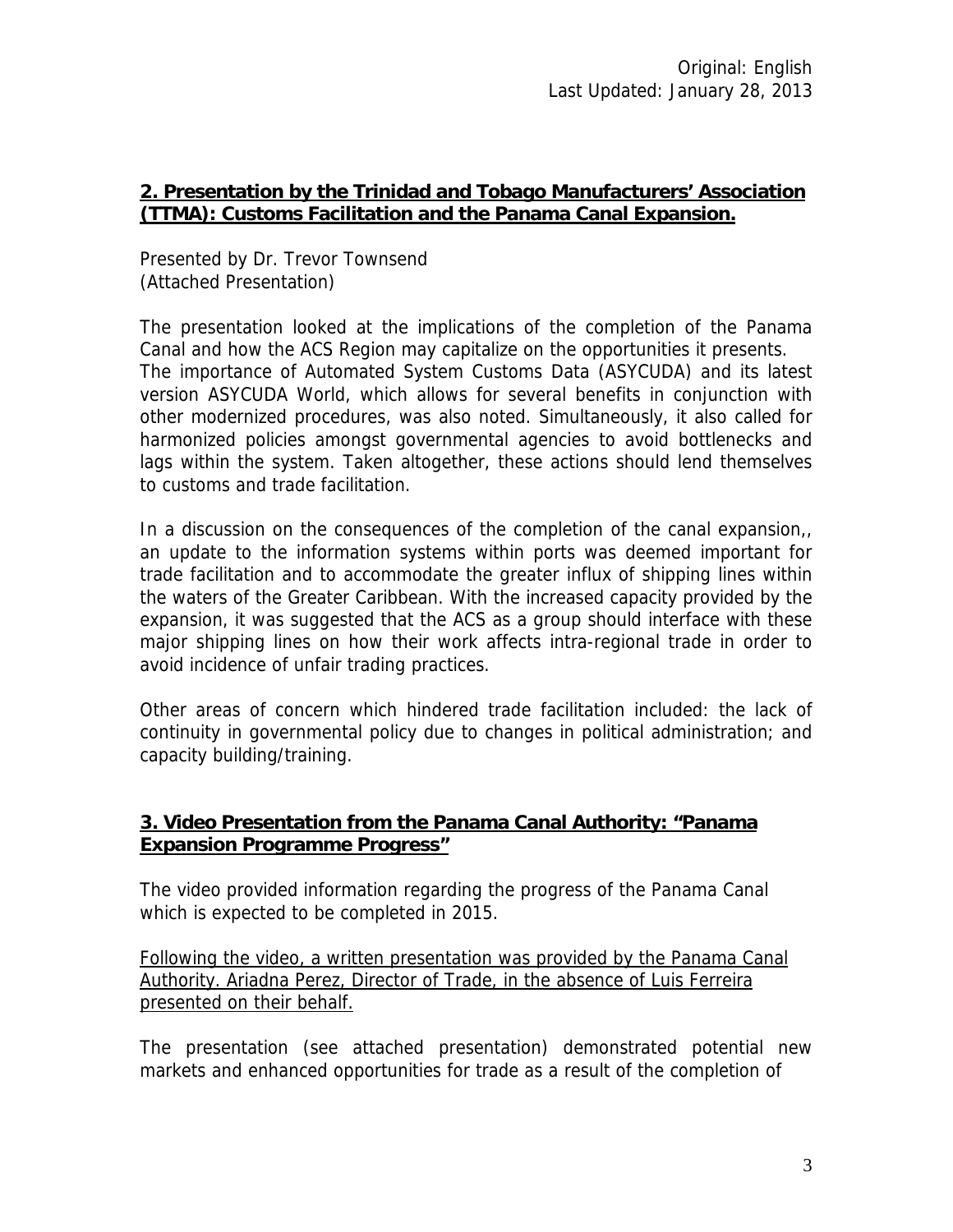Original: English
Last Updated: January 28, 2013

## 2. Presentation by the Trinidad and Tobago Manufacturers' Association (TTMA): Customs Facilitation and the Panama Canal Expansion.

Presented by Dr. Trevor Townsend
(Attached Presentation)

The presentation looked at the implications of the completion of the Panama Canal and how the ACS Region may capitalize on the opportunities it presents. The importance of Automated System Customs Data (ASYCUDA) and its latest version ASYCUDA World, which allows for several benefits in conjunction with other modernized procedures, was also noted. Simultaneously, it also called for harmonized policies amongst governmental agencies to avoid bottlenecks and lags within the system. Taken altogether, these actions should lend themselves to customs and trade facilitation.

In a discussion on the consequences of the completion of the canal expansion,, an update to the information systems within ports was deemed important for trade facilitation and to accommodate the greater influx of shipping lines within the waters of the Greater Caribbean. With the increased capacity provided by the expansion, it was suggested that the ACS as a group should interface with these major shipping lines on how their work affects intra-regional trade in order to avoid incidence of unfair trading practices.

Other areas of concern which hindered trade facilitation included: the lack of continuity in governmental policy due to changes in political administration; and capacity building/training.

## 3. Video Presentation from the Panama Canal Authority: "Panama Expansion Programme Progress"

The video provided information regarding the progress of the Panama Canal which is expected to be completed in 2015.

Following the video, a written presentation was provided by the Panama Canal Authority. Ariadna Perez, Director of Trade, in the absence of Luis Ferreira presented on their behalf.

The presentation (see attached presentation) demonstrated potential new markets and enhanced opportunities for trade as a result of the completion of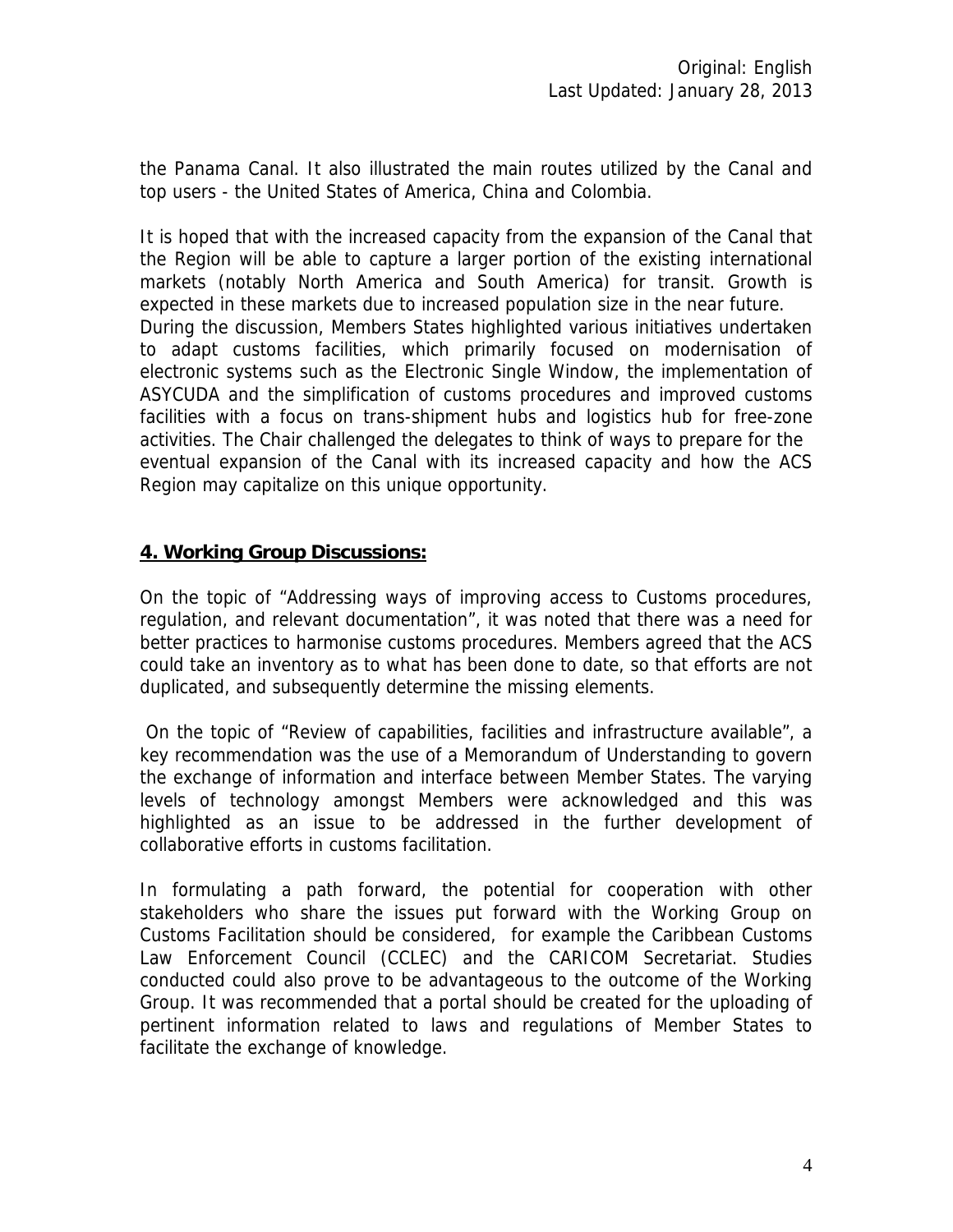the Panama Canal. It also illustrated the main routes utilized by the Canal and top users - the United States of America, China and Colombia.

It is hoped that with the increased capacity from the expansion of the Canal that the Region will be able to capture a larger portion of the existing international markets (notably North America and South America) for transit. Growth is expected in these markets due to increased population size in the near future. During the discussion, Members States highlighted various initiatives undertaken to adapt customs facilities, which primarily focused on modernisation of electronic systems such as the Electronic Single Window, the implementation of ASYCUDA and the simplification of customs procedures and improved customs facilities with a focus on trans-shipment hubs and logistics hub for free-zone activities. The Chair challenged the delegates to think of ways to prepare for the eventual expansion of the Canal with its increased capacity and how the ACS Region may capitalize on this unique opportunity.

## 4. Working Group Discussions:

On the topic of "Addressing ways of improving access to Customs procedures, regulation, and relevant documentation", it was noted that there was a need for better practices to harmonise customs procedures. Members agreed that the ACS could take an inventory as to what has been done to date, so that efforts are not duplicated, and subsequently determine the missing elements.

On the topic of "Review of capabilities, facilities and infrastructure available", a key recommendation was the use of a Memorandum of Understanding to govern the exchange of information and interface between Member States. The varying levels of technology amongst Members were acknowledged and this was highlighted as an issue to be addressed in the further development of collaborative efforts in customs facilitation.

In formulating a path forward, the potential for cooperation with other stakeholders who share the issues put forward with the Working Group on Customs Facilitation should be considered, for example the Caribbean Customs Law Enforcement Council (CCLEC) and the CARICOM Secretariat. Studies conducted could also prove to be advantageous to the outcome of the Working Group. It was recommended that a portal should be created for the uploading of pertinent information related to laws and regulations of Member States to facilitate the exchange of knowledge.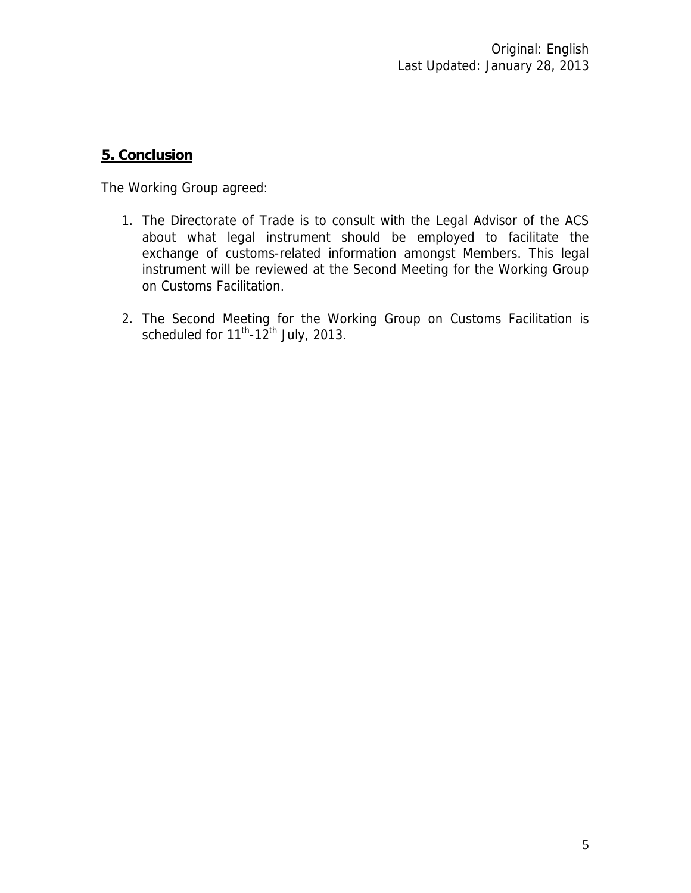Original: English
Last Updated: January 28, 2013

## 5. Conclusion

The Working Group agreed:

1. The Directorate of Trade is to consult with the Legal Advisor of the ACS about what legal instrument should be employed to facilitate the exchange of customs-related information amongst Members. This legal instrument will be reviewed at the Second Meeting for the Working Group on Customs Facilitation.

2. The Second Meeting for the Working Group on Customs Facilitation is scheduled for 11th-12th July, 2013.